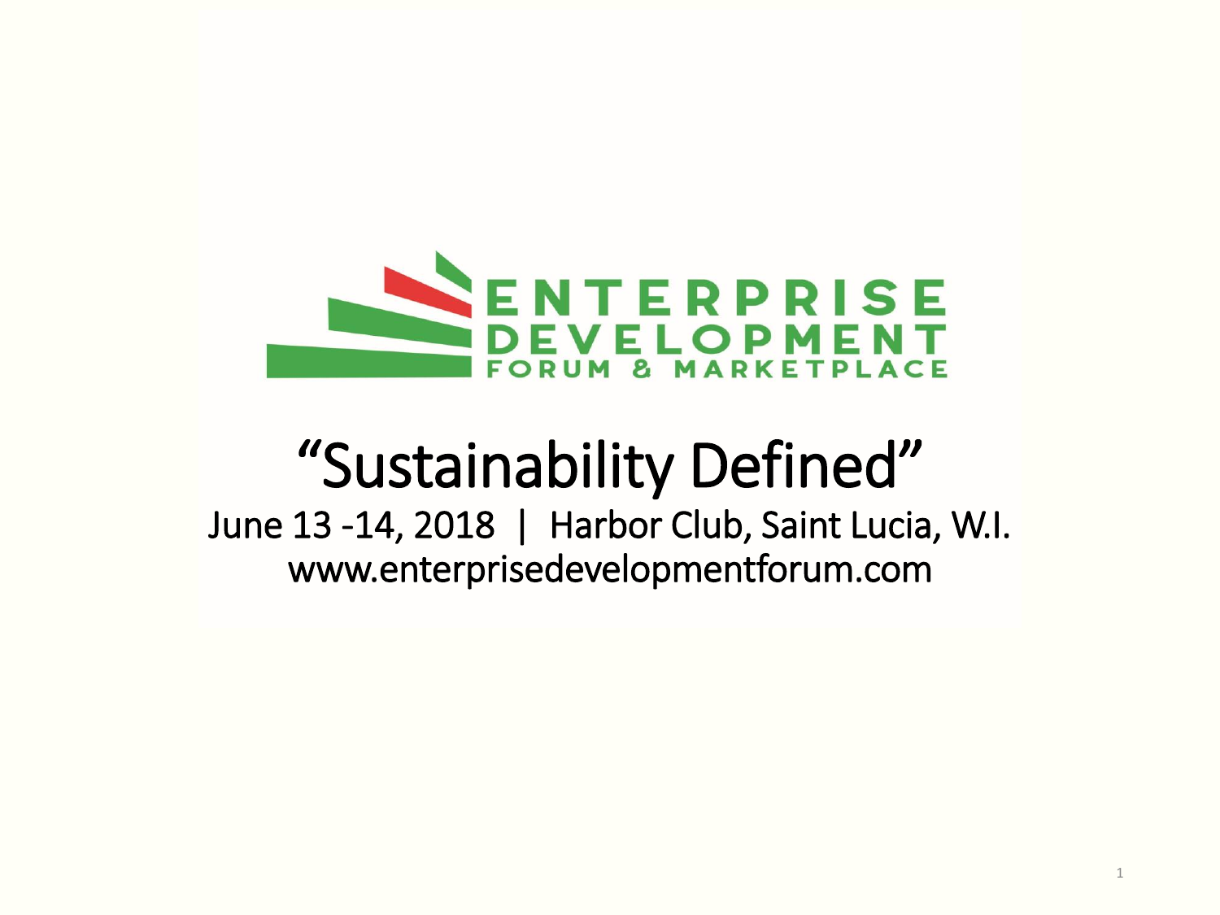# ENTERPRISE DEVELOPMENT FORUM & MARKETPLACE

# "Sustainability Defined"

June 13 -14, 2018 | Harbor Club, Saint Lucia, W.I.

www.enterprisedevelopmentforum.com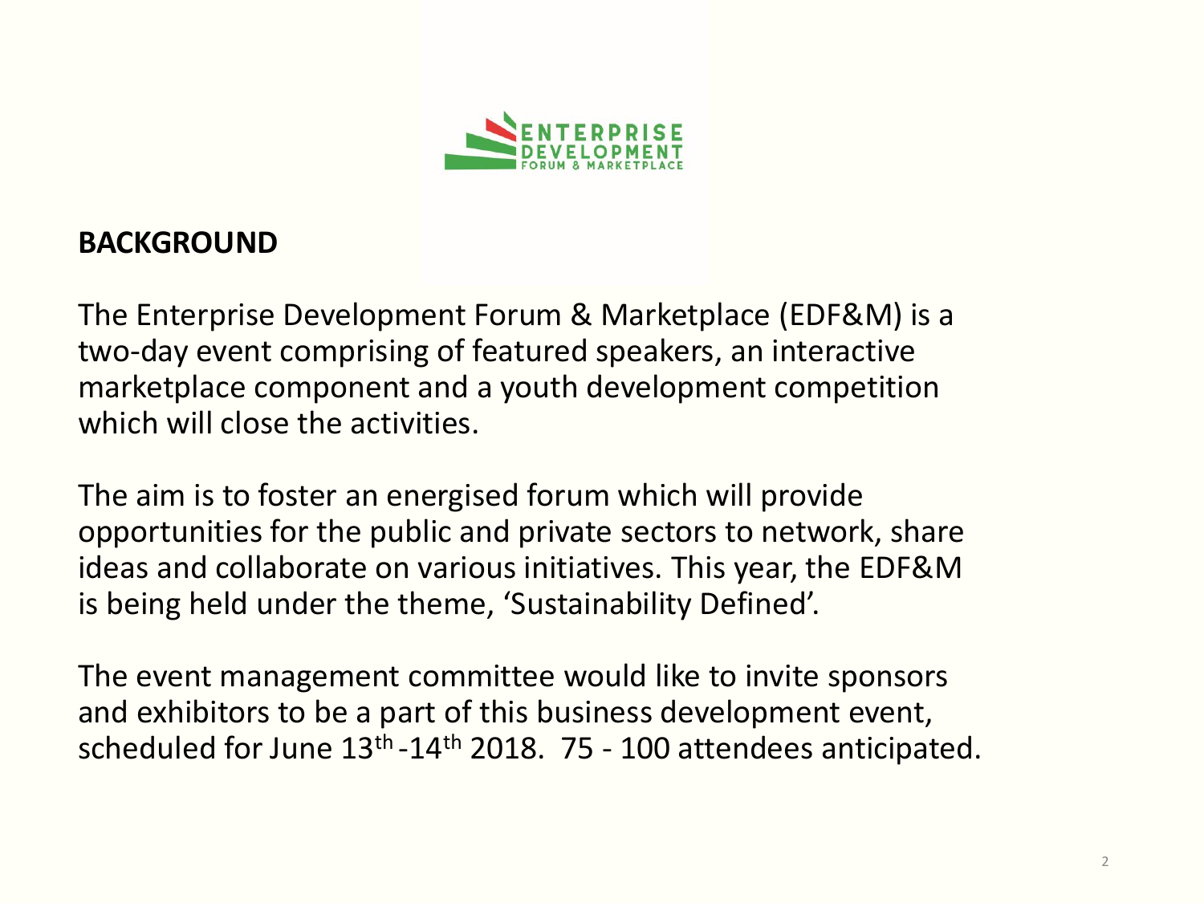ENTERPRISE DEVELOPMENT FORUM & MARKETPLACE

## BACKGROUND

The Enterprise Development Forum & Marketplace (EDF&M) is a two-day event comprising of featured speakers, an interactive marketplace component and a youth development competition which will close the activities.

The aim is to foster an energised forum which will provide opportunities for the public and private sectors to network, share ideas and collaborate on various initiatives. This year, the EDF&M is being held under the theme, 'Sustainability Defined'.

The event management committee would like to invite sponsors and exhibitors to be a part of this business development event, scheduled for June 13th -14th 2018. 75 - 100 attendees anticipated.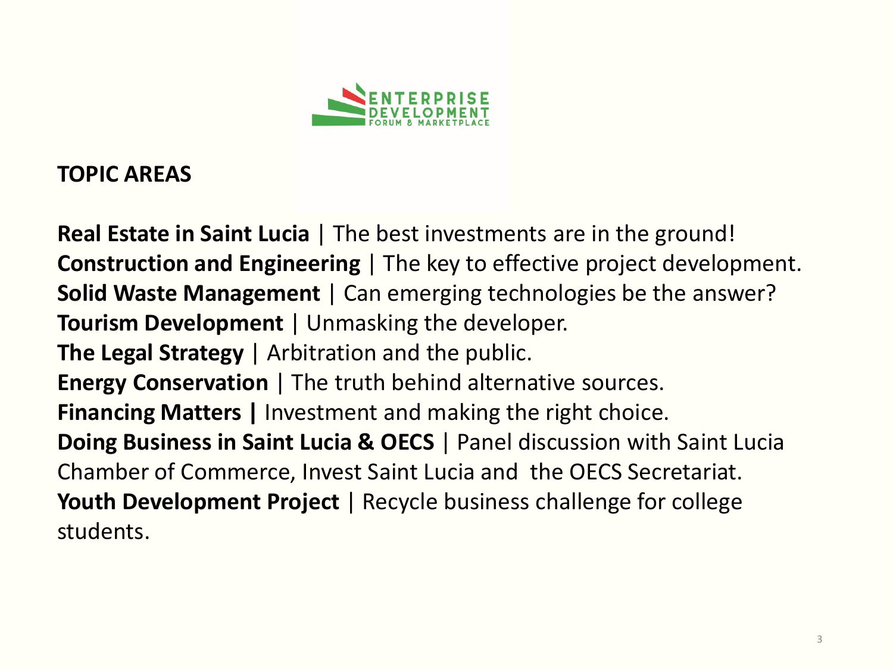ENTERPRISE DEVELOPMENT FORUM & MARKETPLACE

## TOPIC AREAS

**Real Estate in Saint Lucia** | The best investments are in the ground!
**Construction and Engineering** | The key to effective project development.
**Solid Waste Management** | Can emerging technologies be the answer?
**Tourism Development** | Unmasking the developer.
**The Legal Strategy** | Arbitration and the public.
**Energy Conservation** | The truth behind alternative sources.
**Financing Matters |** Investment and making the right choice.
**Doing Business in Saint Lucia & OECS** | Panel discussion with Saint Lucia Chamber of Commerce, Invest Saint Lucia and the OECS Secretariat.
**Youth Development Project** | Recycle business challenge for college students.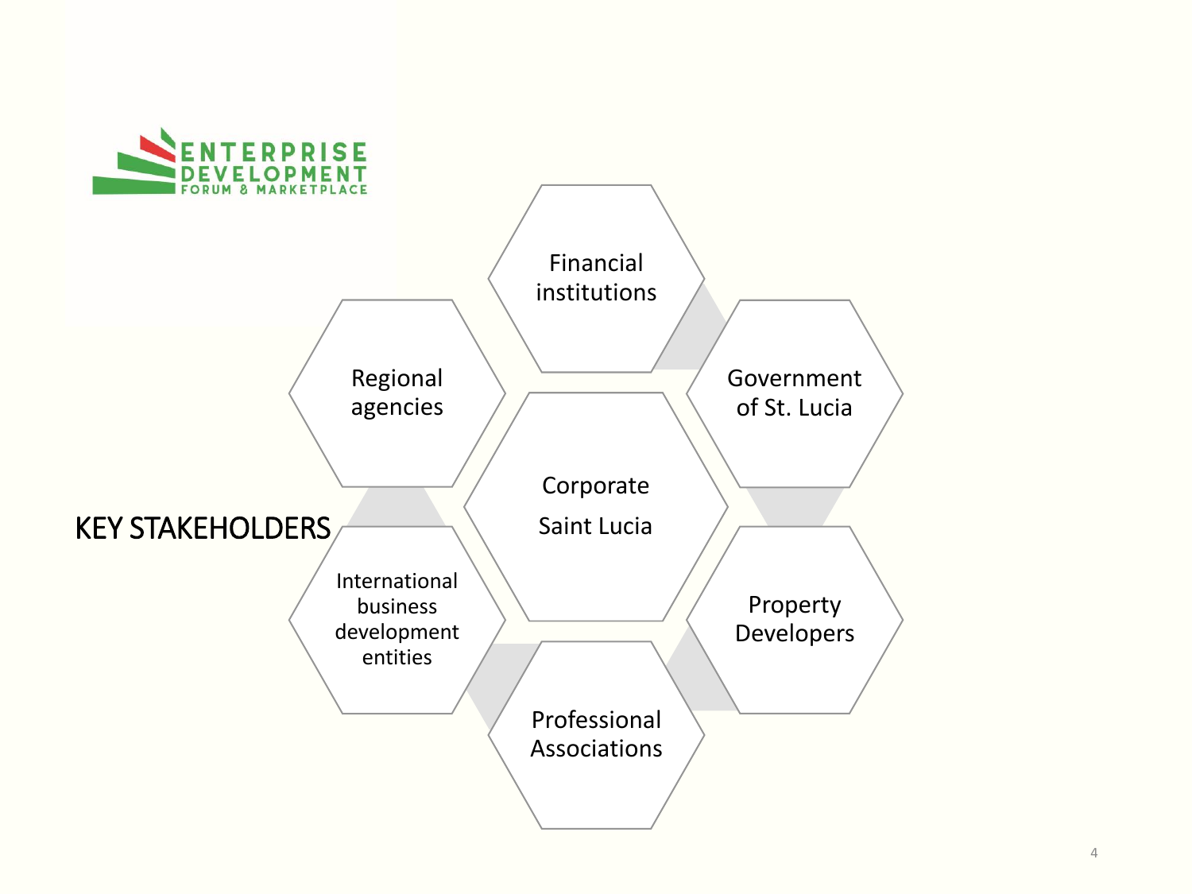ENTERPRISE DEVELOPMENT FORUM & MARKETPLACE

# KEY STAKEHOLDERS

- Corporate Saint Lucia
- Financial institutions
- Government of St. Lucia
- Property Developers
- Professional Associations
- International business development entities
- Regional agencies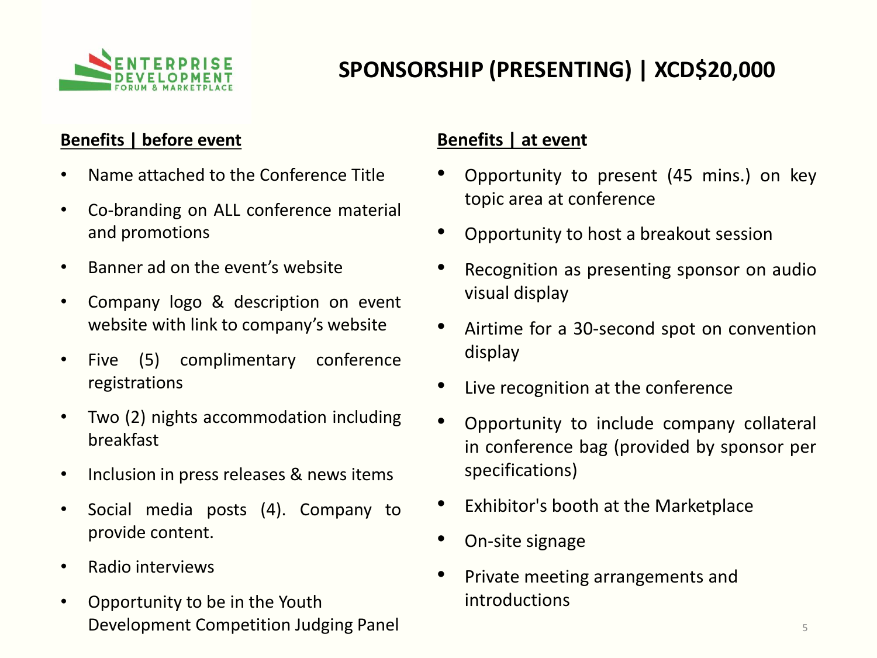# SPONSORSHIP (PRESENTING) | XCD$20,000

**Benefits | before event**

- Name attached to the Conference Title
- Co-branding on ALL conference material and promotions
- Banner ad on the event's website
- Company logo & description on event website with link to company's website
- Five (5) complimentary conference registrations
- Two (2) nights accommodation including breakfast
- Inclusion in press releases & news items
- Social media posts (4). Company to provide content.
- Radio interviews
- Opportunity to be in the Youth Development Competition Judging Panel

**Benefits | at event**

- Opportunity to present (45 mins.) on key topic area at conference
- Opportunity to host a breakout session
- Recognition as presenting sponsor on audio visual display
- Airtime for a 30-second spot on convention display
- Live recognition at the conference
- Opportunity to include company collateral in conference bag (provided by sponsor per specifications)
- Exhibitor's booth at the Marketplace
- On-site signage
- Private meeting arrangements and introductions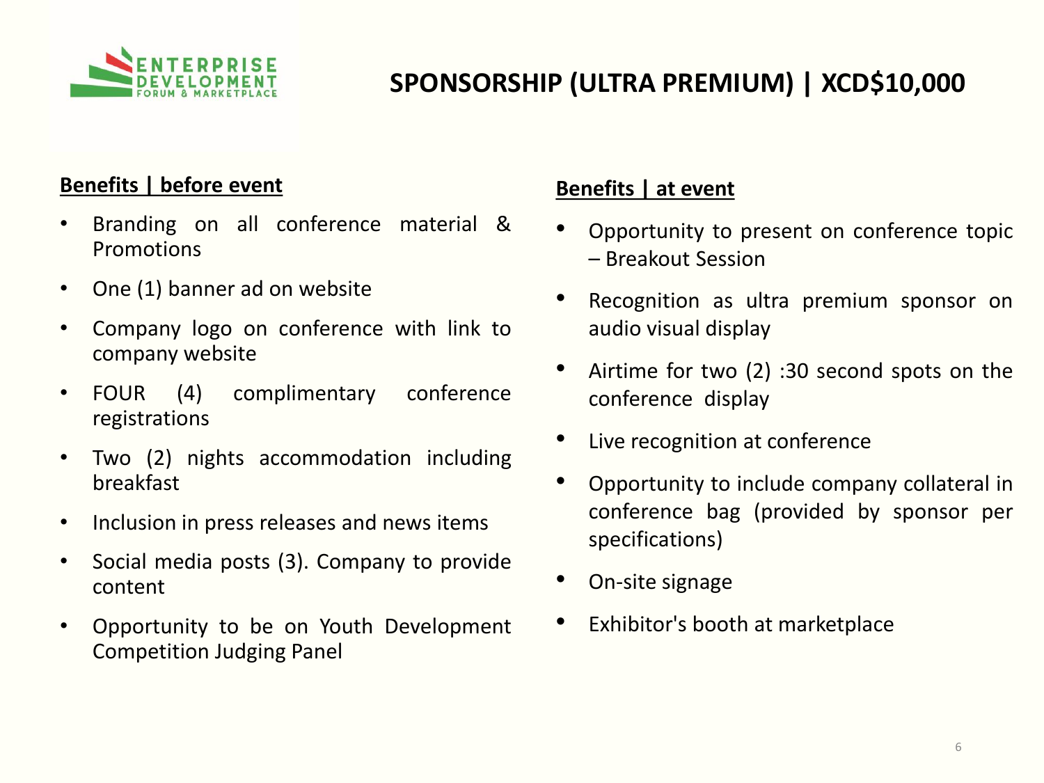# SPONSORSHIP (ULTRA PREMIUM) | XCD$10,000

## Benefits | before event

- Branding on all conference material & Promotions
- One (1) banner ad on website
- Company logo on conference with link to company website
- FOUR (4) complimentary conference registrations
- Two (2) nights accommodation including breakfast
- Inclusion in press releases and news items
- Social media posts (3). Company to provide content
- Opportunity to be on Youth Development Competition Judging Panel

## Benefits | at event

- Opportunity to present on conference topic – Breakout Session
- Recognition as ultra premium sponsor on audio visual display
- Airtime for two (2) :30 second spots on the conference display
- Live recognition at conference
- Opportunity to include company collateral in conference bag (provided by sponsor per specifications)
- On-site signage
- Exhibitor's booth at marketplace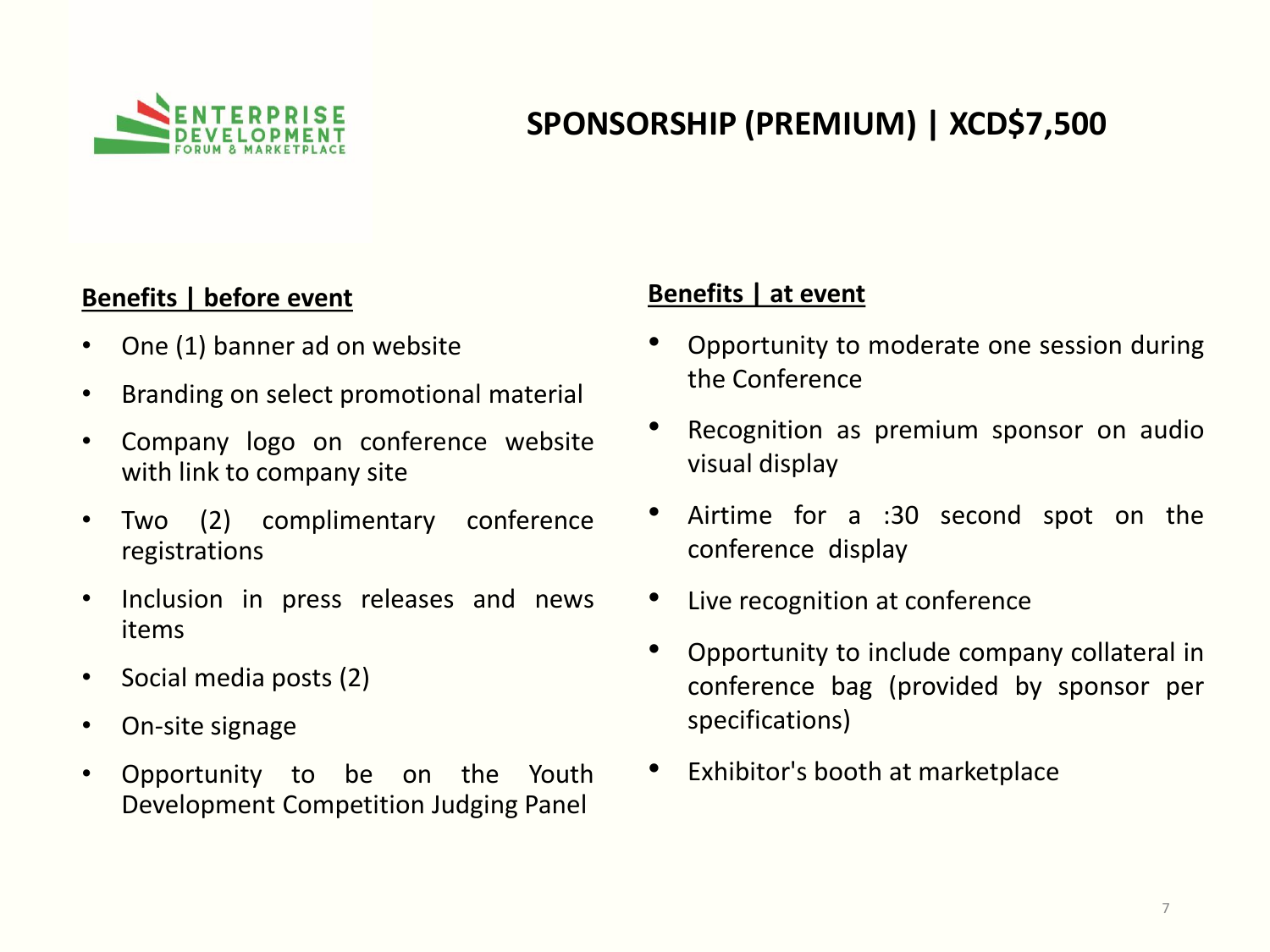ENTERPRISE DEVELOPMENT FORUM & MARKETPLACE

# SPONSORSHIP (PREMIUM) | XCD$7,500

**Benefits | before event**

- One (1) banner ad on website
- Branding on select promotional material
- Company logo on conference website with link to company site
- Two (2) complimentary conference registrations
- Inclusion in press releases and news items
- Social media posts (2)
- On-site signage
- Opportunity to be on the Youth Development Competition Judging Panel

**Benefits | at event**

- Opportunity to moderate one session during the Conference
- Recognition as premium sponsor on audio visual display
- Airtime for a :30 second spot on the conference display
- Live recognition at conference
- Opportunity to include company collateral in conference bag (provided by sponsor per specifications)
- Exhibitor's booth at marketplace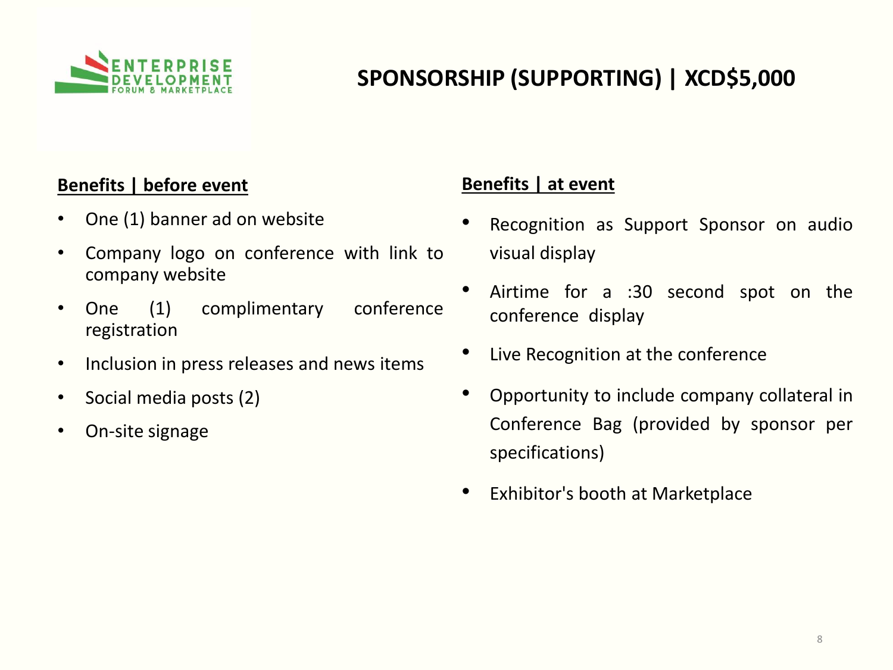ENTERPRISE DEVELOPMENT FORUM & MARKETPLACE

# SPONSORSHIP (SUPPORTING) | XCD$5,000

## Benefits | before event

- One (1) banner ad on website
- Company logo on conference with link to company website
- One (1) complimentary conference registration
- Inclusion in press releases and news items
- Social media posts (2)
- On-site signage

## Benefits | at event

- Recognition as Support Sponsor on audio visual display
- Airtime for a :30 second spot on the conference display
- Live Recognition at the conference
- Opportunity to include company collateral in Conference Bag (provided by sponsor per specifications)
- Exhibitor's booth at Marketplace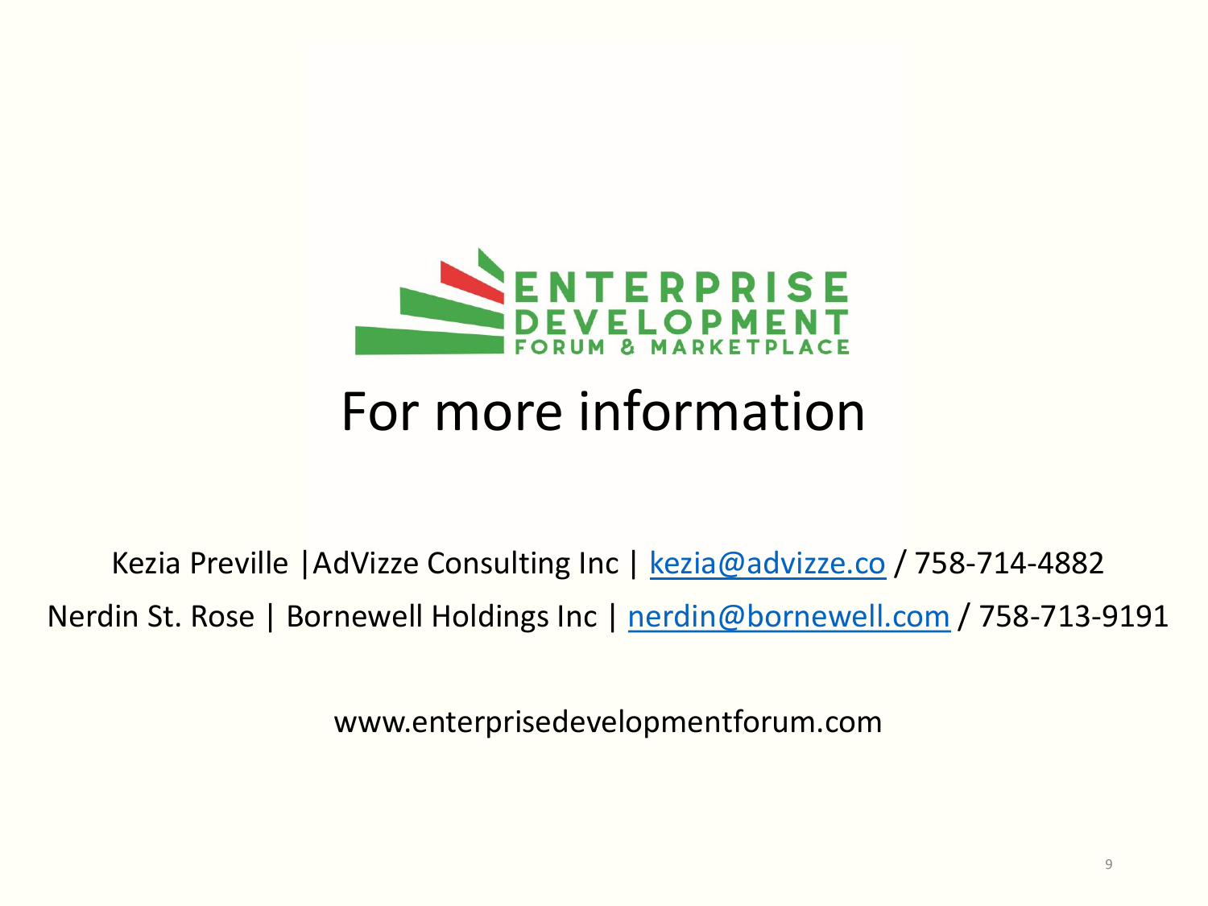ENTERPRISE DEVELOPMENT FORUM & MARKETPLACE

# For more information

Kezia Preville |AdVizze Consulting Inc | kezia@advizze.co / 758-714-4882

Nerdin St. Rose | Bornewell Holdings Inc | nerdin@bornewell.com / 758-713-9191

www.enterprisedevelopmentforum.com